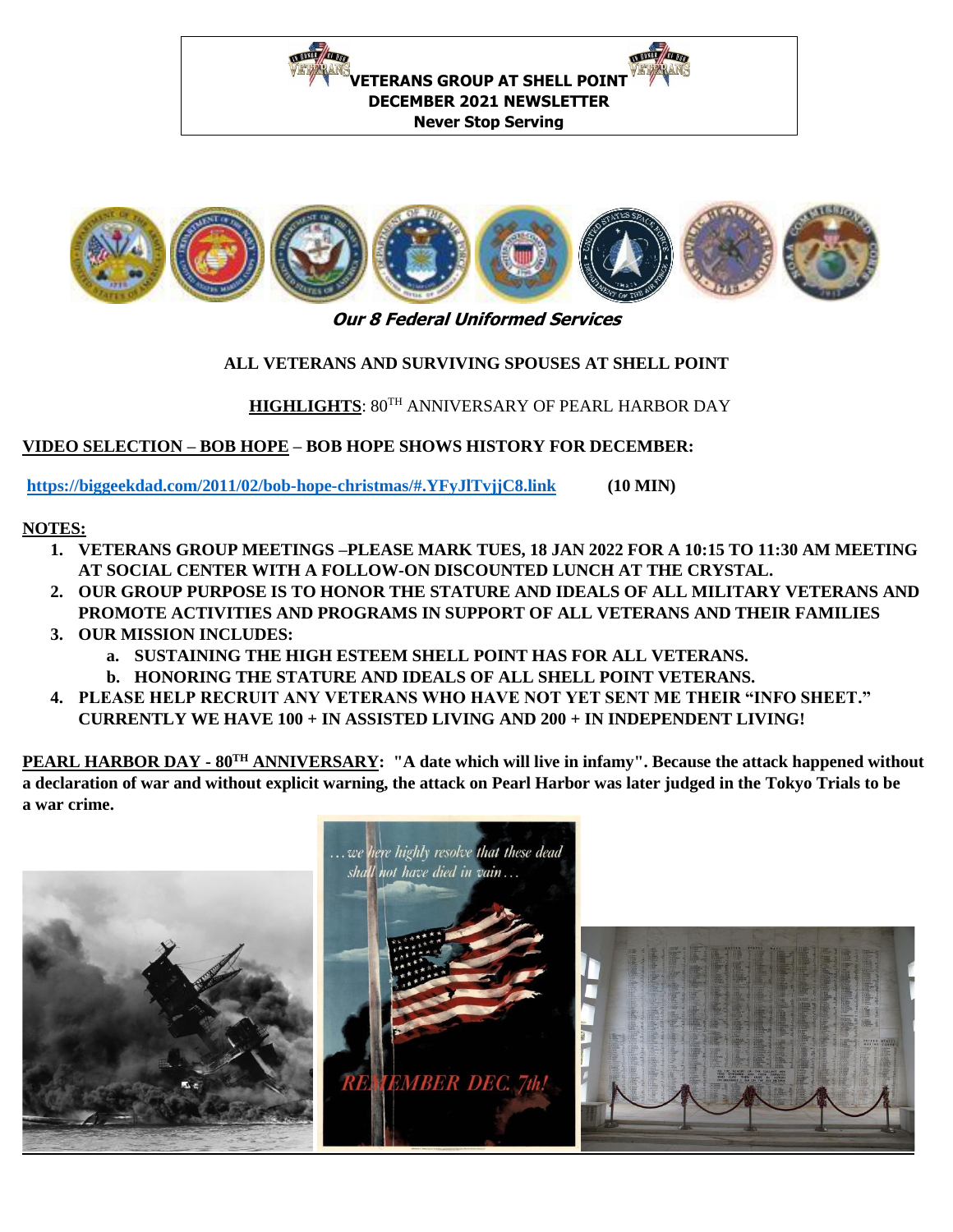**VETERANS GROUP AT SHELL POINT**
**DECEMBER 2021 NEWSLETTER**
**Never Stop Serving**

***Our 8 Federal Uniformed Services***

**ALL VETERANS AND SURVIVING SPOUSES AT SHELL POINT**

**HIGHLIGHTS**: 80TH ANNIVERSARY OF PEARL HARBOR DAY

**VIDEO SELECTION – BOB HOPE – BOB HOPE SHOWS HISTORY FOR DECEMBER:**

**https://biggeekdad.com/2011/02/bob-hope-christmas/#.YFyJlTvjjC8.link** **(10 MIN)**

**NOTES:**

1. **VETERANS GROUP MEETINGS –PLEASE MARK TUES, 18 JAN 2022 FOR A 10:15 TO 11:30 AM MEETING AT SOCIAL CENTER WITH A FOLLOW-ON DISCOUNTED LUNCH AT THE CRYSTAL.**
2. **OUR GROUP PURPOSE IS TO HONOR THE STATURE AND IDEALS OF ALL MILITARY VETERANS AND PROMOTE ACTIVITIES AND PROGRAMS IN SUPPORT OF ALL VETERANS AND THEIR FAMILIES**
3. **OUR MISSION INCLUDES:**
   a. **SUSTAINING THE HIGH ESTEEM SHELL POINT HAS FOR ALL VETERANS.**
   b. **HONORING THE STATURE AND IDEALS OF ALL SHELL POINT VETERANS.**
4. **PLEASE HELP RECRUIT ANY VETERANS WHO HAVE NOT YET SENT ME THEIR "INFO SHEET." CURRENTLY WE HAVE 100 + IN ASSISTED LIVING AND 200 + IN INDEPENDENT LIVING!**

**PEARL HARBOR DAY - 80TH ANNIVERSARY: "A date which will live in infamy". Because the attack happened without a declaration of war and without explicit warning, the attack on Pearl Harbor was later judged in the Tokyo Trials to be a war crime.**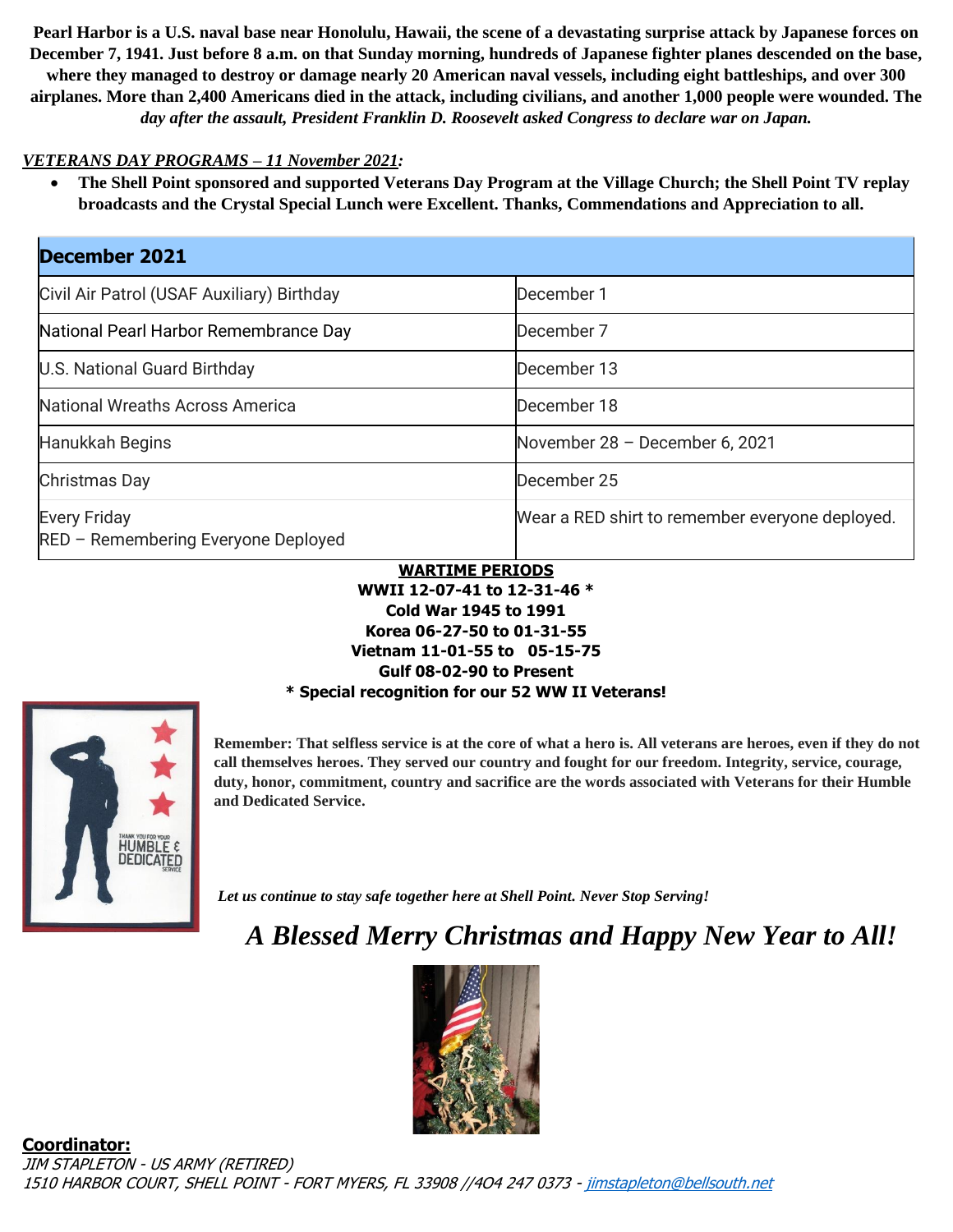**Pearl Harbor is a U.S. naval base near Honolulu, Hawaii, the scene of a devastating surprise attack by Japanese forces on December 7, 1941. Just before 8 a.m. on that Sunday morning, hundreds of Japanese fighter planes descended on the base, where they managed to destroy or damage nearly 20 American naval vessels, including eight battleships, and over 300 airplanes. More than 2,400 Americans died in the attack, including civilians, and another 1,000 people were wounded. The** ***day after the assault, President Franklin D. Roosevelt asked Congress to declare war on Japan.***

***VETERANS DAY PROGRAMS – 11 November 2021:***

- **The Shell Point sponsored and supported Veterans Day Program at the Village Church; the Shell Point TV replay broadcasts and the Crystal Special Lunch were Excellent. Thanks, Commendations and Appreciation to all.**

| **December 2021** | |
|---|---|
| Civil Air Patrol (USAF Auxiliary) Birthday | December 1 |
| National Pearl Harbor Remembrance Day | December 7 |
| U.S. National Guard Birthday | December 13 |
| National Wreaths Across America | December 18 |
| Hanukkah Begins | November 28 – December 6, 2021 |
| Christmas Day | December 25 |
| Every Friday<br>RED – Remembering Everyone Deployed | Wear a RED shirt to remember everyone deployed. |

**WARTIME PERIODS**

**WWII 12-07-41 to 12-31-46 ***
**Cold War 1945 to 1991**
**Korea 06-27-50 to 01-31-55**
**Vietnam 11-01-55 to 05-15-75**
**Gulf 08-02-90 to Present**
*** Special recognition for our 52 WW II Veterans!**

**Remember: That selfless service is at the core of what a hero is. All veterans are heroes, even if they do not call themselves heroes. They served our country and fought for our freedom. Integrity, service, courage, duty, honor, commitment, country and sacrifice are the words associated with Veterans for their Humble and Dedicated Service.**

***Let us continue to stay safe together here at Shell Point. Never Stop Serving!***

# *A Blessed Merry Christmas and Happy New Year to All!*

**Coordinator:**

*JIM STAPLETON - US ARMY (RETIRED)*
*1510 HARBOR COURT, SHELL POINT - FORT MYERS, FL 33908 //404 247 0373 - jimstapleton@bellsouth.net*